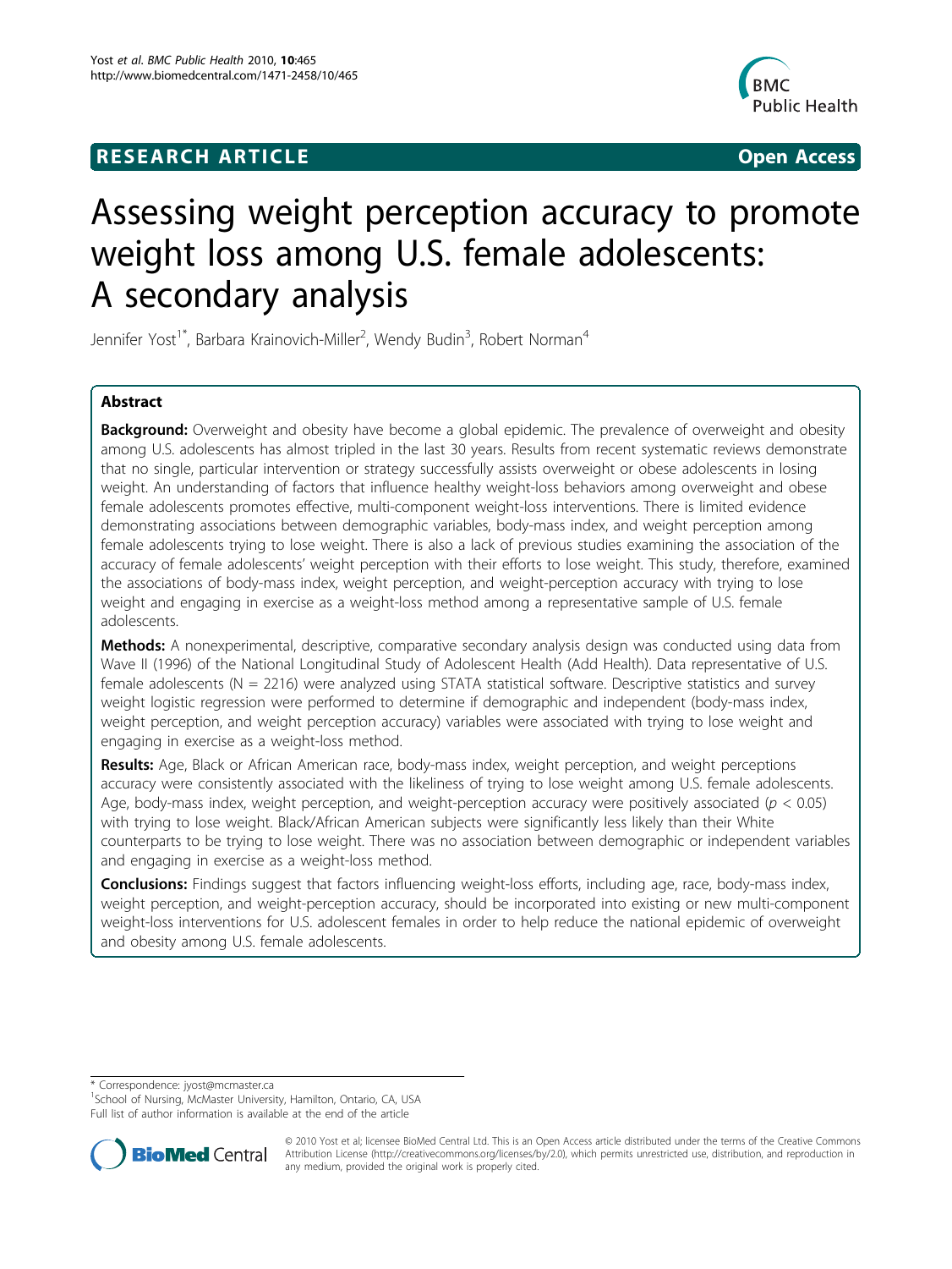**RESEARCH ARTICLE** **Open Access**

# Assessing weight perception accuracy to promote weight loss among U.S. female adolescents: A secondary analysis

Jennifer Yost[1*], Barbara Krainovich-Miller[2], Wendy Budin[3], Robert Norman[4]

## Abstract

**Background:** Overweight and obesity have become a global epidemic. The prevalence of overweight and obesity among U.S. adolescents has almost tripled in the last 30 years. Results from recent systematic reviews demonstrate that no single, particular intervention or strategy successfully assists overweight or obese adolescents in losing weight. An understanding of factors that influence healthy weight-loss behaviors among overweight and obese female adolescents promotes effective, multi-component weight-loss interventions. There is limited evidence demonstrating associations between demographic variables, body-mass index, and weight perception among female adolescents trying to lose weight. There is also a lack of previous studies examining the association of the accuracy of female adolescents' weight perception with their efforts to lose weight. This study, therefore, examined the associations of body-mass index, weight perception, and weight-perception accuracy with trying to lose weight and engaging in exercise as a weight-loss method among a representative sample of U.S. female adolescents.

**Methods:** A nonexperimental, descriptive, comparative secondary analysis design was conducted using data from Wave II (1996) of the National Longitudinal Study of Adolescent Health (Add Health). Data representative of U.S. female adolescents (N = 2216) were analyzed using STATA statistical software. Descriptive statistics and survey weight logistic regression were performed to determine if demographic and independent (body-mass index, weight perception, and weight perception accuracy) variables were associated with trying to lose weight and engaging in exercise as a weight-loss method.

**Results:** Age, Black or African American race, body-mass index, weight perception, and weight perceptions accuracy were consistently associated with the likeliness of trying to lose weight among U.S. female adolescents. Age, body-mass index, weight perception, and weight-perception accuracy were positively associated ($p < 0.05$) with trying to lose weight. Black/African American subjects were significantly less likely than their White counterparts to be trying to lose weight. There was no association between demographic or independent variables and engaging in exercise as a weight-loss method.

**Conclusions:** Findings suggest that factors influencing weight-loss efforts, including age, race, body-mass index, weight perception, and weight-perception accuracy, should be incorporated into existing or new multi-component weight-loss interventions for U.S. adolescent females in order to help reduce the national epidemic of overweight and obesity among U.S. female adolescents.

\* Correspondence: jyost@mcmaster.ca
[1]School of Nursing, McMaster University, Hamilton, Ontario, CA, USA
Full list of author information is available at the end of the article

© 2010 Yost et al; licensee BioMed Central Ltd. This is an Open Access article distributed under the terms of the Creative Commons Attribution License (http://creativecommons.org/licenses/by/2.0), which permits unrestricted use, distribution, and reproduction in any medium, provided the original work is properly cited.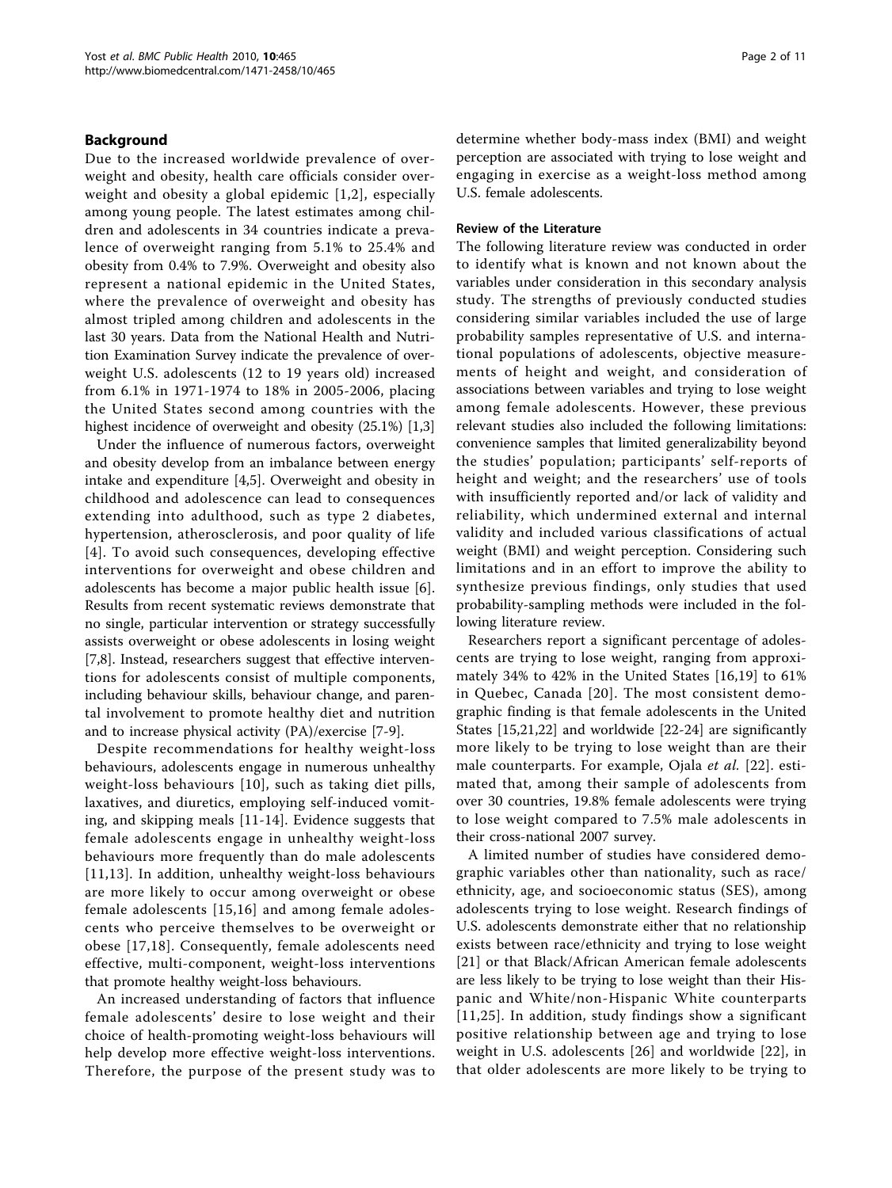## Background

Due to the increased worldwide prevalence of overweight and obesity, health care officials consider overweight and obesity a global epidemic [1,2], especially among young people. The latest estimates among children and adolescents in 34 countries indicate a prevalence of overweight ranging from 5.1% to 25.4% and obesity from 0.4% to 7.9%. Overweight and obesity also represent a national epidemic in the United States, where the prevalence of overweight and obesity has almost tripled among children and adolescents in the last 30 years. Data from the National Health and Nutrition Examination Survey indicate the prevalence of overweight U.S. adolescents (12 to 19 years old) increased from 6.1% in 1971-1974 to 18% in 2005-2006, placing the United States second among countries with the highest incidence of overweight and obesity (25.1%) [1,3]

Under the influence of numerous factors, overweight and obesity develop from an imbalance between energy intake and expenditure [4,5]. Overweight and obesity in childhood and adolescence can lead to consequences extending into adulthood, such as type 2 diabetes, hypertension, atherosclerosis, and poor quality of life [4]. To avoid such consequences, developing effective interventions for overweight and obese children and adolescents has become a major public health issue [6]. Results from recent systematic reviews demonstrate that no single, particular intervention or strategy successfully assists overweight or obese adolescents in losing weight [7,8]. Instead, researchers suggest that effective interventions for adolescents consist of multiple components, including behaviour skills, behaviour change, and parental involvement to promote healthy diet and nutrition and to increase physical activity (PA)/exercise [7-9].

Despite recommendations for healthy weight-loss behaviours, adolescents engage in numerous unhealthy weight-loss behaviours [10], such as taking diet pills, laxatives, and diuretics, employing self-induced vomiting, and skipping meals [11-14]. Evidence suggests that female adolescents engage in unhealthy weight-loss behaviours more frequently than do male adolescents [11,13]. In addition, unhealthy weight-loss behaviours are more likely to occur among overweight or obese female adolescents [15,16] and among female adolescents who perceive themselves to be overweight or obese [17,18]. Consequently, female adolescents need effective, multi-component, weight-loss interventions that promote healthy weight-loss behaviours.

An increased understanding of factors that influence female adolescents' desire to lose weight and their choice of health-promoting weight-loss behaviours will help develop more effective weight-loss interventions. Therefore, the purpose of the present study was to determine whether body-mass index (BMI) and weight perception are associated with trying to lose weight and engaging in exercise as a weight-loss method among U.S. female adolescents.

### Review of the Literature

The following literature review was conducted in order to identify what is known and not known about the variables under consideration in this secondary analysis study. The strengths of previously conducted studies considering similar variables included the use of large probability samples representative of U.S. and international populations of adolescents, objective measurements of height and weight, and consideration of associations between variables and trying to lose weight among female adolescents. However, these previous relevant studies also included the following limitations: convenience samples that limited generalizability beyond the studies' population; participants' self-reports of height and weight; and the researchers' use of tools with insufficiently reported and/or lack of validity and reliability, which undermined external and internal validity and included various classifications of actual weight (BMI) and weight perception. Considering such limitations and in an effort to improve the ability to synthesize previous findings, only studies that used probability-sampling methods were included in the following literature review.

Researchers report a significant percentage of adolescents are trying to lose weight, ranging from approximately 34% to 42% in the United States [16,19] to 61% in Quebec, Canada [20]. The most consistent demographic finding is that female adolescents in the United States [15,21,22] and worldwide [22-24] are significantly more likely to be trying to lose weight than are their male counterparts. For example, Ojala *et al.* [22]. estimated that, among their sample of adolescents from over 30 countries, 19.8% female adolescents were trying to lose weight compared to 7.5% male adolescents in their cross-national 2007 survey.

A limited number of studies have considered demographic variables other than nationality, such as race/ethnicity, age, and socioeconomic status (SES), among adolescents trying to lose weight. Research findings of U.S. adolescents demonstrate either that no relationship exists between race/ethnicity and trying to lose weight [21] or that Black/African American female adolescents are less likely to be trying to lose weight than their Hispanic and White/non-Hispanic White counterparts [11,25]. In addition, study findings show a significant positive relationship between age and trying to lose weight in U.S. adolescents [26] and worldwide [22], in that older adolescents are more likely to be trying to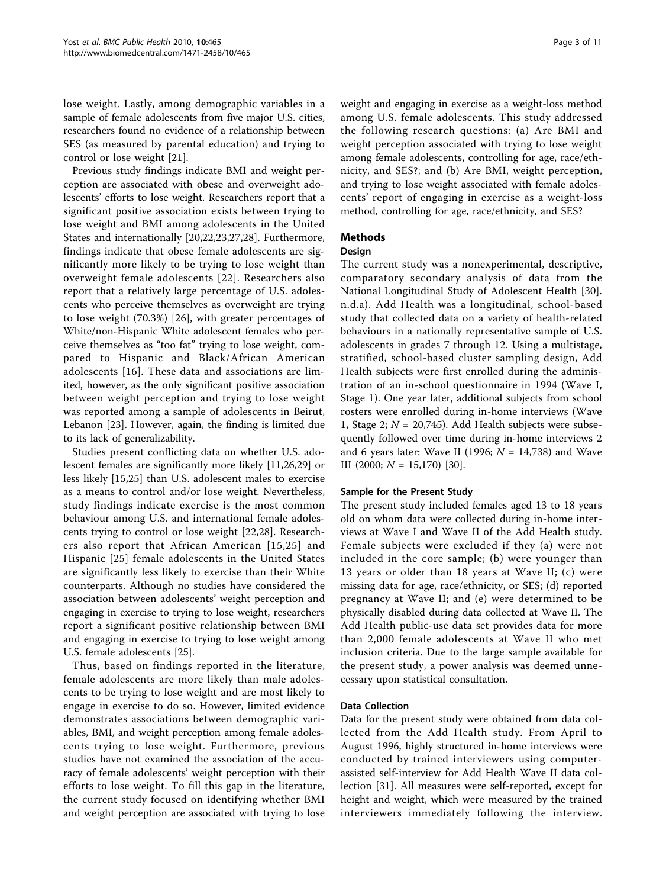lose weight. Lastly, among demographic variables in a sample of female adolescents from five major U.S. cities, researchers found no evidence of a relationship between SES (as measured by parental education) and trying to control or lose weight [21].

Previous study findings indicate BMI and weight perception are associated with obese and overweight adolescents' efforts to lose weight. Researchers report that a significant positive association exists between trying to lose weight and BMI among adolescents in the United States and internationally [20,22,23,27,28]. Furthermore, findings indicate that obese female adolescents are significantly more likely to be trying to lose weight than overweight female adolescents [22]. Researchers also report that a relatively large percentage of U.S. adolescents who perceive themselves as overweight are trying to lose weight (70.3%) [26], with greater percentages of White/non-Hispanic White adolescent females who perceive themselves as "too fat" trying to lose weight, compared to Hispanic and Black/African American adolescents [16]. These data and associations are limited, however, as the only significant positive association between weight perception and trying to lose weight was reported among a sample of adolescents in Beirut, Lebanon [23]. However, again, the finding is limited due to its lack of generalizability.

Studies present conflicting data on whether U.S. adolescent females are significantly more likely [11,26,29] or less likely [15,25] than U.S. adolescent males to exercise as a means to control and/or lose weight. Nevertheless, study findings indicate exercise is the most common behaviour among U.S. and international female adolescents trying to control or lose weight [22,28]. Researchers also report that African American [15,25] and Hispanic [25] female adolescents in the United States are significantly less likely to exercise than their White counterparts. Although no studies have considered the association between adolescents' weight perception and engaging in exercise to trying to lose weight, researchers report a significant positive relationship between BMI and engaging in exercise to trying to lose weight among U.S. female adolescents [25].

Thus, based on findings reported in the literature, female adolescents are more likely than male adolescents to be trying to lose weight and are most likely to engage in exercise to do so. However, limited evidence demonstrates associations between demographic variables, BMI, and weight perception among female adolescents trying to lose weight. Furthermore, previous studies have not examined the association of the accuracy of female adolescents' weight perception with their efforts to lose weight. To fill this gap in the literature, the current study focused on identifying whether BMI and weight perception are associated with trying to lose weight and engaging in exercise as a weight-loss method among U.S. female adolescents. This study addressed the following research questions: (a) Are BMI and weight perception associated with trying to lose weight among female adolescents, controlling for age, race/ethnicity, and SES?; and (b) Are BMI, weight perception, and trying to lose weight associated with female adolescents' report of engaging in exercise as a weight-loss method, controlling for age, race/ethnicity, and SES?

## Methods

### Design

The current study was a nonexperimental, descriptive, comparatory secondary analysis of data from the National Longitudinal Study of Adolescent Health [30]. n.d.a). Add Health was a longitudinal, school-based study that collected data on a variety of health-related behaviours in a nationally representative sample of U.S. adolescents in grades 7 through 12. Using a multistage, stratified, school-based cluster sampling design, Add Health subjects were first enrolled during the administration of an in-school questionnaire in 1994 (Wave I, Stage 1). One year later, additional subjects from school rosters were enrolled during in-home interviews (Wave 1, Stage 2; $N$ = 20,745). Add Health subjects were subsequently followed over time during in-home interviews 2 and 6 years later: Wave II (1996; $N$ = 14,738) and Wave III (2000; $N$ = 15,170) [30].

#### Sample for the Present Study

The present study included females aged 13 to 18 years old on whom data were collected during in-home interviews at Wave I and Wave II of the Add Health study. Female subjects were excluded if they (a) were not included in the core sample; (b) were younger than 13 years or older than 18 years at Wave II; (c) were missing data for age, race/ethnicity, or SES; (d) reported pregnancy at Wave II; and (e) were determined to be physically disabled during data collected at Wave II. The Add Health public-use data set provides data for more than 2,000 female adolescents at Wave II who met inclusion criteria. Due to the large sample available for the present study, a power analysis was deemed unnecessary upon statistical consultation.

#### Data Collection

Data for the present study were obtained from data collected from the Add Health study. From April to August 1996, highly structured in-home interviews were conducted by trained interviewers using computer-assisted self-interview for Add Health Wave II data collection [31]. All measures were self-reported, except for height and weight, which were measured by the trained interviewers immediately following the interview.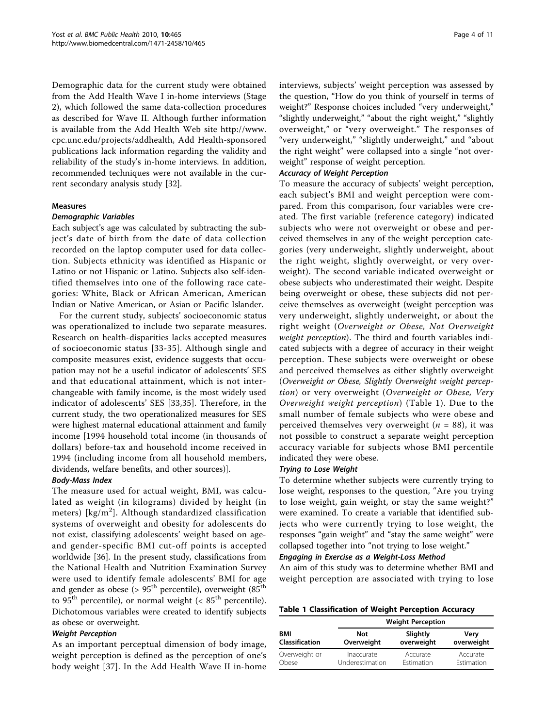Demographic data for the current study were obtained from the Add Health Wave I in-home interviews (Stage 2), which followed the same data-collection procedures as described for Wave II. Although further information is available from the Add Health Web site http://www.cpc.unc.edu/projects/addhealth, Add Health-sponsored publications lack information regarding the validity and reliability of the study's in-home interviews. In addition, recommended techniques were not available in the current secondary analysis study [32].

### Measures

#### *Demographic Variables*

Each subject's age was calculated by subtracting the subject's date of birth from the date of data collection recorded on the laptop computer used for data collection. Subjects ethnicity was identified as Hispanic or Latino or not Hispanic or Latino. Subjects also self-identified themselves into one of the following race categories: White, Black or African American, American Indian or Native American, or Asian or Pacific Islander.

For the current study, subjects' socioeconomic status was operationalized to include two separate measures. Research on health-disparities lacks accepted measures of socioeconomic status [33-35]. Although single and composite measures exist, evidence suggests that occupation may not be a useful indicator of adolescents' SES and that educational attainment, which is not interchangeable with family income, is the most widely used indicator of adolescents' SES [33,35]. Therefore, in the current study, the two operationalized measures for SES were highest maternal educational attainment and family income [1994 household total income (in thousands of dollars) before-tax and household income received in 1994 (including income from all household members, dividends, welfare benefits, and other sources)].

#### *Body-Mass Index*

The measure used for actual weight, BMI, was calculated as weight (in kilograms) divided by height (in meters) [kg/m$^2$]. Although standardized classification systems of overweight and obesity for adolescents do not exist, classifying adolescents' weight based on age- and gender-specific BMI cut-off points is accepted worldwide [36]. In the present study, classifications from the National Health and Nutrition Examination Survey were used to identify female adolescents' BMI for age and gender as obese (> 95$^{th}$ percentile), overweight (85$^{th}$ to 95$^{th}$ percentile), or normal weight (< 85$^{th}$ percentile). Dichotomous variables were created to identify subjects as obese or overweight.

#### *Weight Perception*

As an important perceptual dimension of body image, weight perception is defined as the perception of one's body weight [37]. In the Add Health Wave II in-home interviews, subjects' weight perception was assessed by the question, "How do you think of yourself in terms of weight?" Response choices included "very underweight," "slightly underweight," "about the right weight," "slightly overweight," or "very overweight." The responses of "very underweight," "slightly underweight," and "about the right weight" were collapsed into a single "not overweight" response of weight perception.

#### *Accuracy of Weight Perception*

To measure the accuracy of subjects' weight perception, each subject's BMI and weight perception were compared. From this comparison, four variables were created. The first variable (reference category) indicated subjects who were not overweight or obese and perceived themselves in any of the weight perception categories (very underweight, slightly underweight, about the right weight, slightly overweight, or very overweight). The second variable indicated overweight or obese subjects who underestimated their weight. Despite being overweight or obese, these subjects did not perceive themselves as overweight (weight perception was very underweight, slightly underweight, or about the right weight (*Overweight or Obese, Not Overweight weight perception*). The third and fourth variables indicated subjects with a degree of accuracy in their weight perception. These subjects were overweight or obese and perceived themselves as either slightly overweight (*Overweight or Obese, Slightly Overweight weight perception*) or very overweight (*Overweight or Obese, Very Overweight weight perception*) (Table 1). Due to the small number of female subjects who were obese and perceived themselves very overweight (*n* = 88), it was not possible to construct a separate weight perception accuracy variable for subjects whose BMI percentile indicated they were obese.

#### *Trying to Lose Weight*

To determine whether subjects were currently trying to lose weight, responses to the question, "Are you trying to lose weight, gain weight, or stay the same weight?" were examined. To create a variable that identified subjects who were currently trying to lose weight, the responses "gain weight" and "stay the same weight" were collapsed together into "not trying to lose weight."

#### *Engaging in Exercise as a Weight-Loss Method*

An aim of this study was to determine whether BMI and weight perception are associated with trying to lose

**Table 1 Classification of Weight Perception Accuracy**

| | Weight Perception | | |
|---|---|---|---|
| BMI Classification | Not Overweight | Slightly overweight | Very overweight |
| Overweight or Obese | Inaccurate Underestimation | Accurate Estimation | Accurate Estimation |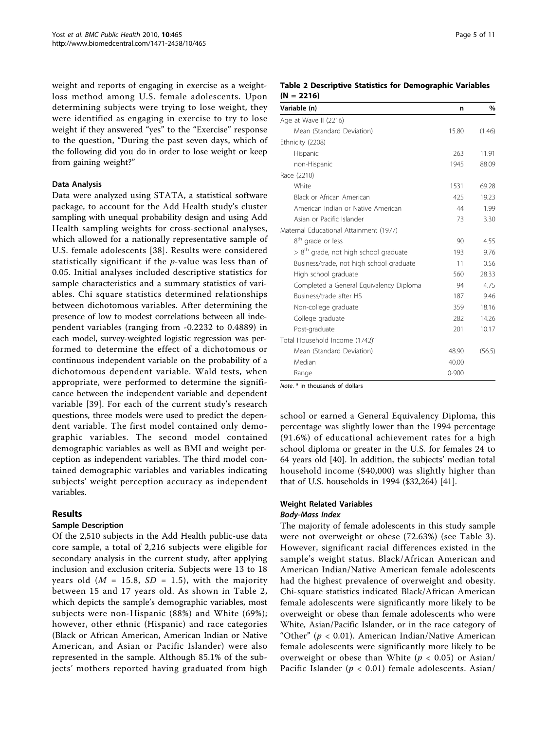weight and reports of engaging in exercise as a weight-loss method among U.S. female adolescents. Upon determining subjects were trying to lose weight, they were identified as engaging in exercise to try to lose weight if they answered "yes" to the "Exercise" response to the question, "During the past seven days, which of the following did you do in order to lose weight or keep from gaining weight?"

#### Data Analysis

Data were analyzed using STATA, a statistical software package, to account for the Add Health study's cluster sampling with unequal probability design and using Add Health sampling weights for cross-sectional analyses, which allowed for a nationally representative sample of U.S. female adolescents [38]. Results were considered statistically significant if the *p*-value was less than of 0.05. Initial analyses included descriptive statistics for sample characteristics and a summary statistics of variables. Chi square statistics determined relationships between dichotomous variables. After determining the presence of low to modest correlations between all independent variables (ranging from -0.2232 to 0.4889) in each model, survey-weighted logistic regression was performed to determine the effect of a dichotomous or continuous independent variable on the probability of a dichotomous dependent variable. Wald tests, when appropriate, were performed to determine the significance between the independent variable and dependent variable [39]. For each of the current study's research questions, three models were used to predict the dependent variable. The first model contained only demographic variables. The second model contained demographic variables as well as BMI and weight perception as independent variables. The third model contained demographic variables and variables indicating subjects' weight perception accuracy as independent variables.

## Results

#### Sample Description

Of the 2,510 subjects in the Add Health public-use data core sample, a total of 2,216 subjects were eligible for secondary analysis in the current study, after applying inclusion and exclusion criteria. Subjects were 13 to 18 years old ($M$ = 15.8, $SD$ = 1.5), with the majority between 15 and 17 years old. As shown in Table 2, which depicts the sample's demographic variables, most subjects were non-Hispanic (88%) and White (69%); however, other ethnic (Hispanic) and race categories (Black or African American, American Indian or Native American, and Asian or Pacific Islander) were also represented in the sample. Although 85.1% of the subjects' mothers reported having graduated from high school or earned a General Equivalency Diploma, this percentage was slightly lower than the 1994 percentage (91.6%) of educational achievement rates for a high school diploma or greater in the U.S. for females 24 to 64 years old [40]. In addition, the subjects' median total household income ($40,000) was slightly higher than that of U.S. households in 1994 ($32,264) [41].

**Table 2 Descriptive Statistics for Demographic Variables (N = 2216)**

| Variable (n) | n | % |
|---|---|---|
| Age at Wave II (2216) | | |
| Mean (Standard Deviation) | 15.80 | (1.46) |
| Ethnicity (2208) | | |
| Hispanic | 263 | 11.91 |
| non-Hispanic | 1945 | 88.09 |
| Race (2210) | | |
| White | 1531 | 69.28 |
| Black or African American | 425 | 19.23 |
| American Indian or Native American | 44 | 1.99 |
| Asian or Pacific Islander | 73 | 3.30 |
| Maternal Educational Attainment (1977) | | |
| 8th grade or less | 90 | 4.55 |
| > 8th grade, not high school graduate | 193 | 9.76 |
| Business/trade, not high school graduate | 11 | 0.56 |
| High school graduate | 560 | 28.33 |
| Completed a General Equivalency Diploma | 94 | 4.75 |
| Business/trade after HS | 187 | 9.46 |
| Non-college graduate | 359 | 18.16 |
| College graduate | 282 | 14.26 |
| Post-graduate | 201 | 10.17 |
| Total Household Income (1742)[a] | | |
| Mean (Standard Deviation) | 48.90 | (56.5) |
| Median | 40.00 | |
| Range | 0-900 | |

*Note.* [a] in thousands of dollars

### Weight Related Variables

#### *Body-Mass Index*

The majority of female adolescents in this study sample were not overweight or obese (72.63%) (see Table 3). However, significant racial differences existed in the sample's weight status. Black/African American and American Indian/Native American female adolescents had the highest prevalence of overweight and obesity. Chi-square statistics indicated Black/African American female adolescents were significantly more likely to be overweight or obese than female adolescents who were White, Asian/Pacific Islander, or in the race category of "Other" ($p < 0.01$). American Indian/Native American female adolescents were significantly more likely to be overweight or obese than White ($p < 0.05$) or Asian/Pacific Islander ($p < 0.01$) female adolescents. Asian/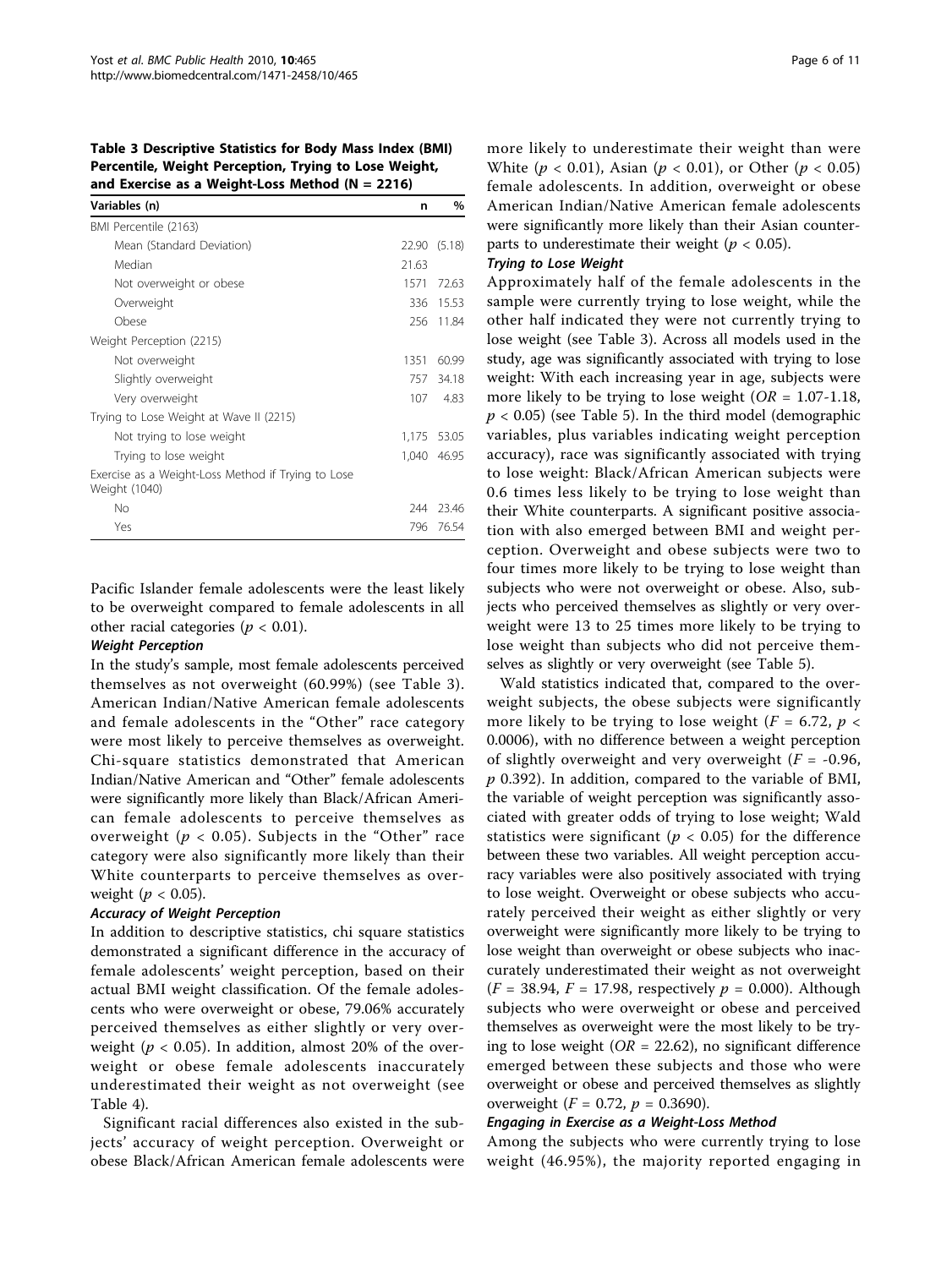**Table 3 Descriptive Statistics for Body Mass Index (BMI) Percentile, Weight Perception, Trying to Lose Weight, and Exercise as a Weight-Loss Method (N = 2216)**

| Variables (n) | n | % |
|---|---|---|
| BMI Percentile (2163) | | |
| Mean (Standard Deviation) | 22.90 | (5.18) |
| Median | 21.63 | |
| Not overweight or obese | 1571 | 72.63 |
| Overweight | 336 | 15.53 |
| Obese | 256 | 11.84 |
| Weight Perception (2215) | | |
| Not overweight | 1351 | 60.99 |
| Slightly overweight | 757 | 34.18 |
| Very overweight | 107 | 4.83 |
| Trying to Lose Weight at Wave II (2215) | | |
| Not trying to lose weight | 1,175 | 53.05 |
| Trying to lose weight | 1,040 | 46.95 |
| Exercise as a Weight-Loss Method if Trying to Lose Weight (1040) | | |
| No | 244 | 23.46 |
| Yes | 796 | 76.54 |

Pacific Islander female adolescents were the least likely to be overweight compared to female adolescents in all other racial categories ($p < 0.01$).

#### Weight Perception

In the study's sample, most female adolescents perceived themselves as not overweight (60.99%) (see Table 3). American Indian/Native American female adolescents and female adolescents in the "Other" race category were most likely to perceive themselves as overweight. Chi-square statistics demonstrated that American Indian/Native American and "Other" female adolescents were significantly more likely than Black/African American female adolescents to perceive themselves as overweight ($p < 0.05$). Subjects in the "Other" race category were also significantly more likely than their White counterparts to perceive themselves as overweight ($p < 0.05$).

#### Accuracy of Weight Perception

In addition to descriptive statistics, chi square statistics demonstrated a significant difference in the accuracy of female adolescents' weight perception, based on their actual BMI weight classification. Of the female adolescents who were overweight or obese, 79.06% accurately perceived themselves as either slightly or very overweight ($p < 0.05$). In addition, almost 20% of the overweight or obese female adolescents inaccurately underestimated their weight as not overweight (see Table 4).

Significant racial differences also existed in the subjects' accuracy of weight perception. Overweight or obese Black/African American female adolescents were more likely to underestimate their weight than were White ($p < 0.01$), Asian ($p < 0.01$), or Other ($p < 0.05$) female adolescents. In addition, overweight or obese American Indian/Native American female adolescents were significantly more likely than their Asian counterparts to underestimate their weight ($p < 0.05$).

#### Trying to Lose Weight

Approximately half of the female adolescents in the sample were currently trying to lose weight, while the other half indicated they were not currently trying to lose weight (see Table 3). Across all models used in the study, age was significantly associated with trying to lose weight: With each increasing year in age, subjects were more likely to be trying to lose weight ($OR$ = 1.07-1.18, $p < 0.05$) (see Table 5). In the third model (demographic variables, plus variables indicating weight perception accuracy), race was significantly associated with trying to lose weight: Black/African American subjects were 0.6 times less likely to be trying to lose weight than their White counterparts. A significant positive association with also emerged between BMI and weight perception. Overweight and obese subjects were two to four times more likely to be trying to lose weight than subjects who were not overweight or obese. Also, subjects who perceived themselves as slightly or very overweight were 13 to 25 times more likely to be trying to lose weight than subjects who did not perceive themselves as slightly or very overweight (see Table 5).

Wald statistics indicated that, compared to the overweight subjects, the obese subjects were significantly more likely to be trying to lose weight ($F = 6.72$, $p < 0.0006$), with no difference between a weight perception of slightly overweight and very overweight ($F = -0.96$, $p$ 0.392). In addition, compared to the variable of BMI, the variable of weight perception was significantly associated with greater odds of trying to lose weight; Wald statistics were significant ($p < 0.05$) for the difference between these two variables. All weight perception accuracy variables were also positively associated with trying to lose weight. Overweight or obese subjects who accurately perceived their weight as either slightly or very overweight were significantly more likely to be trying to lose weight than overweight or obese subjects who inaccurately underestimated their weight as not overweight ($F = 38.94$, $F = 17.98$, respectively $p = 0.000$). Although subjects who were overweight or obese and perceived themselves as overweight were the most likely to be trying to lose weight ($OR = 22.62$), no significant difference emerged between these subjects and those who were overweight or obese and perceived themselves as slightly overweight ($F = 0.72$, $p = 0.3690$).

#### Engaging in Exercise as a Weight-Loss Method

Among the subjects who were currently trying to lose weight (46.95%), the majority reported engaging in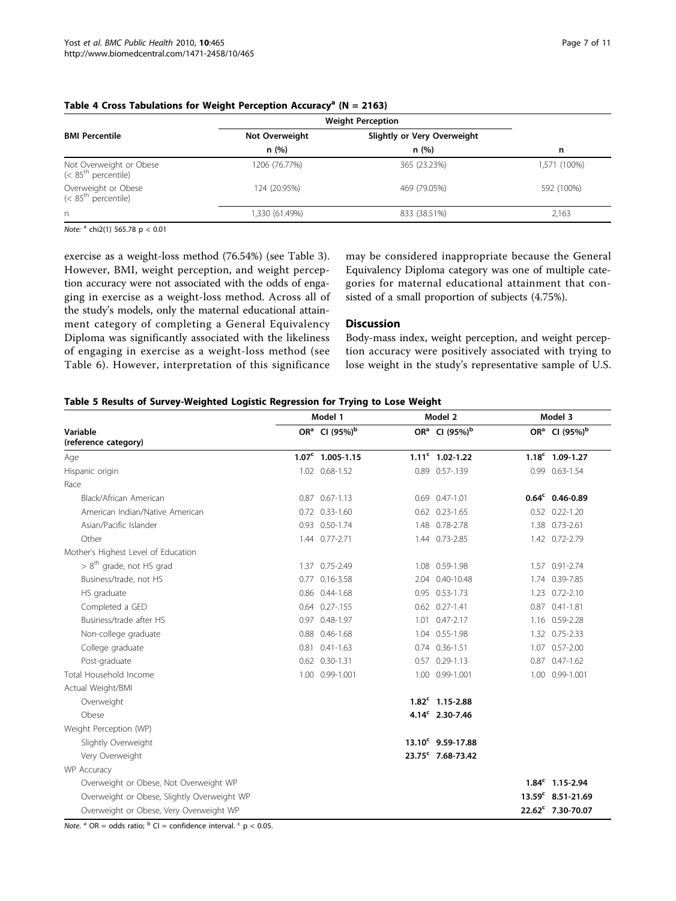**Table 4 Cross Tabulations for Weight Perception Accuracy[a] (N = 2163)**

| BMI Percentile | Weight Perception | | |
|---|---|---|---|
| | Not Overweight | Slightly or Very Overweight | |
| | n (%) | n (%) | n |
| Not Overweight or Obese (< 85th percentile) | 1206 (76.77%) | 365 (23.23%) | 1,571 (100%) |
| Overweight or Obese (< 85th percentile) | 124 (20.95%) | 469 (79.05%) | 592 (100%) |
| n | 1,330 (61.49%) | 833 (38.51%) | 2,163 |

*Note:* [a] chi2(1) 565.78 $p < 0.01$

exercise as a weight-loss method (76.54%) (see Table 3). However, BMI, weight perception, and weight perception accuracy were not associated with the odds of engaging in exercise as a weight-loss method. Across all of the study's models, only the maternal educational attainment category of completing a General Equivalency Diploma was significantly associated with the likeliness of engaging in exercise as a weight-loss method (see Table 6). However, interpretation of this significance may be considered inappropriate because the General Equivalency Diploma category was one of multiple categories for maternal educational attainment that consisted of a small proportion of subjects (4.75%).

## Discussion

Body-mass index, weight perception, and weight perception accuracy were positively associated with trying to lose weight in the study's representative sample of U.S.

**Table 5 Results of Survey-Weighted Logistic Regression for Trying to Lose Weight**

| Variable (reference category) | Model 1 | | Model 2 | | Model 3 | |
|---|---|---|---|---|---|---|
| | OR[a] | CI (95%)[b] | OR[a] | CI (95%)[b] | OR[a] | CI (95%)[b] |
| Age | **1.07[c]** | **1.005-1.15** | **1.11[c]** | **1.02-1.22** | **1.18[c]** | **1.09-1.27** |
| Hispanic origin | 1.02 | 0.68-1.52 | 0.89 | 0.57-.139 | 0.99 | 0.63-1.54 |
| Race | | | | | | |
| Black/African American | 0.87 | 0.67-1.13 | 0.69 | 0.47-1.01 | **0.64[c]** | **0.46-0.89** |
| American Indian/Native American | 0.72 | 0.33-1.60 | 0.62 | 0.23-1.65 | 0.52 | 0.22-1.20 |
| Asian/Pacific Islander | 0.93 | 0.50-1.74 | 1.48 | 0.78-2.78 | 1.38 | 0.73-2.61 |
| Other | 1.44 | 0.77-2.71 | 1.44 | 0.73-2.85 | 1.42 | 0.72-2.79 |
| Mother's Highest Level of Education | | | | | | |
| > 8th grade, not HS grad | 1.37 | 0.75-2.49 | 1.08 | 0.59-1.98 | 1.57 | 0.91-2.74 |
| Business/trade, not HS | 0.77 | 0.16-3.58 | 2.04 | 0.40-10.48 | 1.74 | 0.39-7.85 |
| HS graduate | 0.86 | 0.44-1.68 | 0.95 | 0.53-1.73 | 1.23 | 0.72-2.10 |
| Completed a GED | 0.64 | 0.27-.155 | 0.62 | 0.27-1.41 | 0.87 | 0.41-1.81 |
| Business/trade after HS | 0.97 | 0.48-1.97 | 1.01 | 0.47-2.17 | 1.16 | 0.59-2.28 |
| Non-college graduate | 0.88 | 0.46-1.68 | 1.04 | 0.55-1.98 | 1.32 | 0.75-2.33 |
| College graduate | 0.81 | 0.41-1.63 | 0.74 | 0.36-1.51 | 1.07 | 0.57-2.00 |
| Post-graduate | 0.62 | 0.30-1.31 | 0.57 | 0.29-1.13 | 0.87 | 0.47-1.62 |
| Total Household Income | 1.00 | 0.99-1.001 | 1.00 | 0.99-1.001 | 1.00 | 0.99-1.001 |
| Actual Weight/BMI | | | | | | |
| Overweight | | | **1.82[c]** | **1.15-2.88** | | |
| Obese | | | **4.14[c]** | **2.30-7.46** | | |
| Weight Perception (WP) | | | | | | |
| Slightly Overweight | | | **13.10[c]** | **9.59-17.88** | | |
| Very Overweight | | | **23.75[c]** | **7.68-73.42** | | |
| WP Accuracy | | | | | | |
| Overweight or Obese, Not Overweight WP | | | | | **1.84[c]** | **1.15-2.94** |
| Overweight or Obese, Slightly Overweight WP | | | | | **13.59[c]** | **8.51-21.69** |
| Overweight or Obese, Very Overweight WP | | | | | **22.62[c]** | **7.30-70.07** |

*Note.* [a] OR = odds ratio; [b] CI = confidence interval. [c] $p < 0.05$.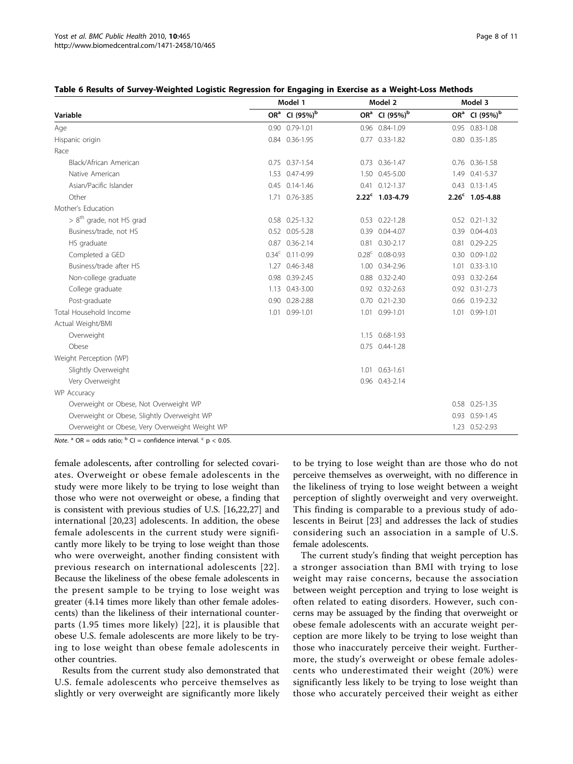**Table 6 Results of Survey-Weighted Logistic Regression for Engaging in Exercise as a Weight-Loss Methods**

| Variable | Model 1 | | Model 2 | | Model 3 | |
|---|---|---|---|---|---|---|
| | OR[a] | CI (95%)[b] | OR[a] | CI (95%)[b] | OR[a] | CI (95%)[b] |
| Age | 0.90 | 0.79-1.01 | 0.96 | 0.84-1.09 | 0.95 | 0.83-1.08 |
| Hispanic origin | 0.84 | 0.36-1.95 | 0.77 | 0.33-1.82 | 0.80 | 0.35-1.85 |
| Race | | | | | | |
| Black/African American | 0.75 | 0.37-1.54 | 0.73 | 0.36-1.47 | 0.76 | 0.36-1.58 |
| Native American | 1.53 | 0.47-4.99 | 1.50 | 0.45-5.00 | 1.49 | 0.41-5.37 |
| Asian/Pacific Islander | 0.45 | 0.14-1.46 | 0.41 | 0.12-1.37 | 0.43 | 0.13-1.45 |
| Other | 1.71 | 0.76-3.85 | **2.22[c]** | **1.03-4.79** | **2.26[c]** | **1.05-4.88** |
| Mother's Education | | | | | | |
| > 8th grade, not HS grad | 0.58 | 0.25-1.32 | 0.53 | 0.22-1.28 | 0.52 | 0.21-1.32 |
| Business/trade, not HS | 0.52 | 0.05-5.28 | 0.39 | 0.04-4.07 | 0.39 | 0.04-4.03 |
| HS graduate | 0.87 | 0.36-2.14 | 0.81 | 0.30-2.17 | 0.81 | 0.29-2.25 |
| Completed a GED | 0.34[c] | 0.11-0.99 | 0.28[c] | 0.08-0.93 | 0.30 | 0.09-1.02 |
| Business/trade after HS | 1.27 | 0.46-3.48 | 1.00 | 0.34-2.96 | 1.01 | 0.33-3.10 |
| Non-college graduate | 0.98 | 0.39-2.45 | 0.88 | 0.32-2.40 | 0.93 | 0.32-2.64 |
| College graduate | 1.13 | 0.43-3.00 | 0.92 | 0.32-2.63 | 0.92 | 0.31-2.73 |
| Post-graduate | 0.90 | 0.28-2.88 | 0.70 | 0.21-2.30 | 0.66 | 0.19-2.32 |
| Total Household Income | 1.01 | 0.99-1.01 | 1.01 | 0.99-1.01 | 1.01 | 0.99-1.01 |
| Actual Weight/BMI | | | | | | |
| Overweight | | | 1.15 | 0.68-1.93 | | |
| Obese | | | 0.75 | 0.44-1.28 | | |
| Weight Perception (WP) | | | | | | |
| Slightly Overweight | | | 1.01 | 0.63-1.61 | | |
| Very Overweight | | | 0.96 | 0.43-2.14 | | |
| WP Accuracy | | | | | | |
| Overweight or Obese, Not Overweight WP | | | | | 0.58 | 0.25-1.35 |
| Overweight or Obese, Slightly Overweight WP | | | | | 0.93 | 0.59-1.45 |
| Overweight or Obese, Very Overweight Weight WP | | | | | 1.23 | 0.52-2.93 |

*Note.* [a] OR = odds ratio; [b] CI = confidence interval. [c] $p < 0.05$.

female adolescents, after controlling for selected covariates. Overweight or obese female adolescents in the study were more likely to be trying to lose weight than those who were not overweight or obese, a finding that is consistent with previous studies of U.S. [16,22,27] and international [20,23] adolescents. In addition, the obese female adolescents in the current study were significantly more likely to be trying to lose weight than those who were overweight, another finding consistent with previous research on international adolescents [22]. Because the likeliness of the obese female adolescents in the present sample to be trying to lose weight was greater (4.14 times more likely than other female adolescents) than the likeliness of their international counterparts (1.95 times more likely) [22], it is plausible that obese U.S. female adolescents are more likely to be trying to lose weight than obese female adolescents in other countries.

Results from the current study also demonstrated that U.S. female adolescents who perceive themselves as slightly or very overweight are significantly more likely to be trying to lose weight than are those who do not perceive themselves as overweight, with no difference in the likeliness of trying to lose weight between a weight perception of slightly overweight and very overweight. This finding is comparable to a previous study of adolescents in Beirut [23] and addresses the lack of studies considering such an association in a sample of U.S. female adolescents.

The current study's finding that weight perception has a stronger association than BMI with trying to lose weight may raise concerns, because the association between weight perception and trying to lose weight is often related to eating disorders. However, such concerns may be assuaged by the finding that overweight or obese female adolescents with an accurate weight perception are more likely to be trying to lose weight than those who inaccurately perceive their weight. Furthermore, the study's overweight or obese female adolescents who underestimated their weight (20%) were significantly less likely to be trying to lose weight than those who accurately perceived their weight as either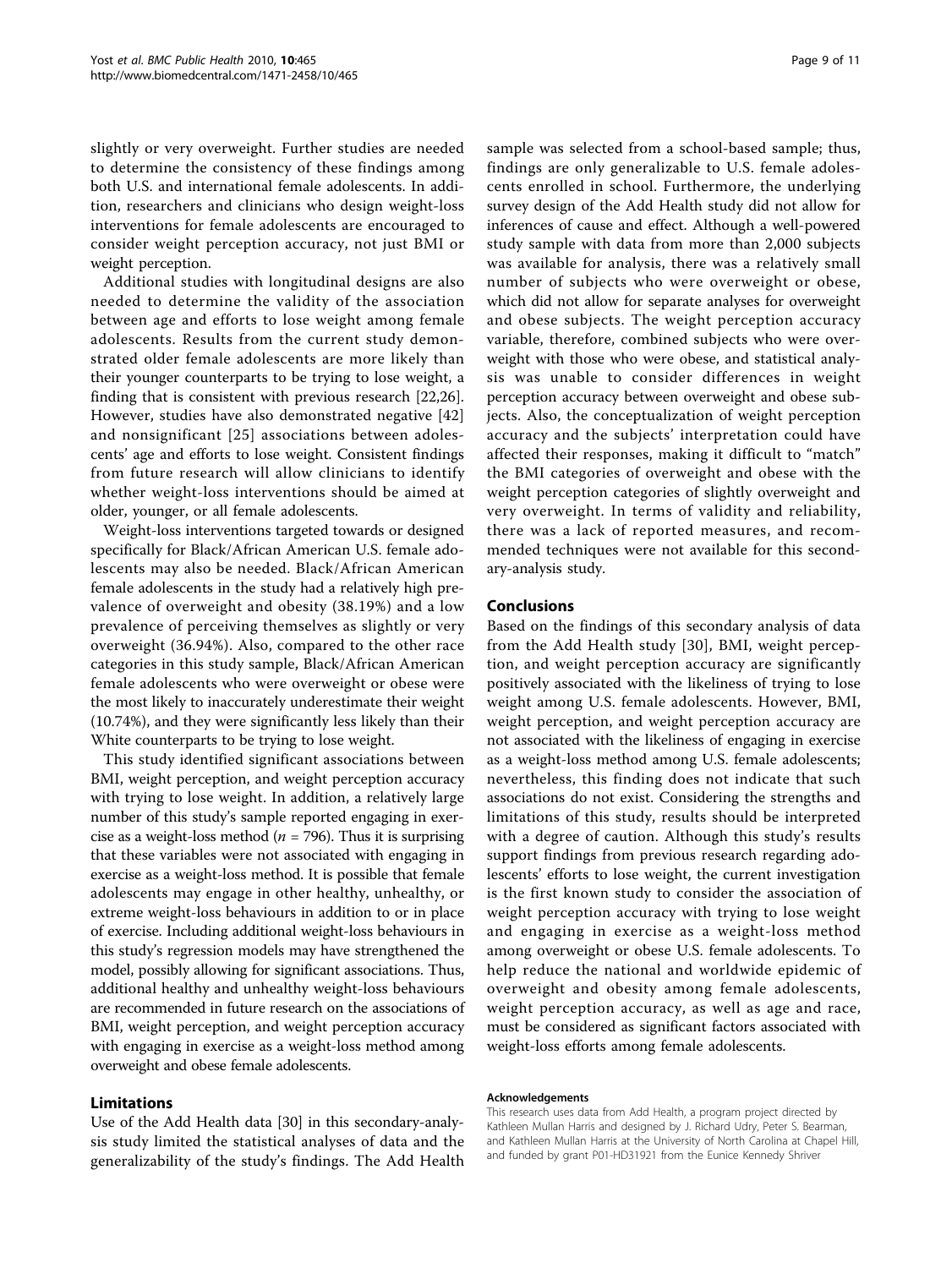slightly or very overweight. Further studies are needed to determine the consistency of these findings among both U.S. and international female adolescents. In addition, researchers and clinicians who design weight-loss interventions for female adolescents are encouraged to consider weight perception accuracy, not just BMI or weight perception.

Additional studies with longitudinal designs are also needed to determine the validity of the association between age and efforts to lose weight among female adolescents. Results from the current study demonstrated older female adolescents are more likely than their younger counterparts to be trying to lose weight, a finding that is consistent with previous research [22,26]. However, studies have also demonstrated negative [42] and nonsignificant [25] associations between adolescents' age and efforts to lose weight. Consistent findings from future research will allow clinicians to identify whether weight-loss interventions should be aimed at older, younger, or all female adolescents.

Weight-loss interventions targeted towards or designed specifically for Black/African American U.S. female adolescents may also be needed. Black/African American female adolescents in the study had a relatively high prevalence of overweight and obesity (38.19%) and a low prevalence of perceiving themselves as slightly or very overweight (36.94%). Also, compared to the other race categories in this study sample, Black/African American female adolescents who were overweight or obese were the most likely to inaccurately underestimate their weight (10.74%), and they were significantly less likely than their White counterparts to be trying to lose weight.

This study identified significant associations between BMI, weight perception, and weight perception accuracy with trying to lose weight. In addition, a relatively large number of this study's sample reported engaging in exercise as a weight-loss method ($n$ = 796). Thus it is surprising that these variables were not associated with engaging in exercise as a weight-loss method. It is possible that female adolescents may engage in other healthy, unhealthy, or extreme weight-loss behaviours in addition to or in place of exercise. Including additional weight-loss behaviours in this study's regression models may have strengthened the model, possibly allowing for significant associations. Thus, additional healthy and unhealthy weight-loss behaviours are recommended in future research on the associations of BMI, weight perception, and weight perception accuracy with engaging in exercise as a weight-loss method among overweight and obese female adolescents.

## Limitations

Use of the Add Health data [30] in this secondary-analysis study limited the statistical analyses of data and the generalizability of the study's findings. The Add Health sample was selected from a school-based sample; thus, findings are only generalizable to U.S. female adolescents enrolled in school. Furthermore, the underlying survey design of the Add Health study did not allow for inferences of cause and effect. Although a well-powered study sample with data from more than 2,000 subjects was available for analysis, there was a relatively small number of subjects who were overweight or obese, which did not allow for separate analyses for overweight and obese subjects. The weight perception accuracy variable, therefore, combined subjects who were overweight with those who were obese, and statistical analysis was unable to consider differences in weight perception accuracy between overweight and obese subjects. Also, the conceptualization of weight perception accuracy and the subjects' interpretation could have affected their responses, making it difficult to "match" the BMI categories of overweight and obese with the weight perception categories of slightly overweight and very overweight. In terms of validity and reliability, there was a lack of reported measures, and recommended techniques were not available for this secondary-analysis study.

## Conclusions

Based on the findings of this secondary analysis of data from the Add Health study [30], BMI, weight perception, and weight perception accuracy are significantly positively associated with the likeliness of trying to lose weight among U.S. female adolescents. However, BMI, weight perception, and weight perception accuracy are not associated with the likeliness of engaging in exercise as a weight-loss method among U.S. female adolescents; nevertheless, this finding does not indicate that such associations do not exist. Considering the strengths and limitations of this study, results should be interpreted with a degree of caution. Although this study's results support findings from previous research regarding adolescents' efforts to lose weight, the current investigation is the first known study to consider the association of weight perception accuracy with trying to lose weight and engaging in exercise as a weight-loss method among overweight or obese U.S. female adolescents. To help reduce the national and worldwide epidemic of overweight and obesity among female adolescents, weight perception accuracy, as well as age and race, must be considered as significant factors associated with weight-loss efforts among female adolescents.

#### Acknowledgements

This research uses data from Add Health, a program project directed by Kathleen Mullan Harris and designed by J. Richard Udry, Peter S. Bearman, and Kathleen Mullan Harris at the University of North Carolina at Chapel Hill, and funded by grant P01-HD31921 from the Eunice Kennedy Shriver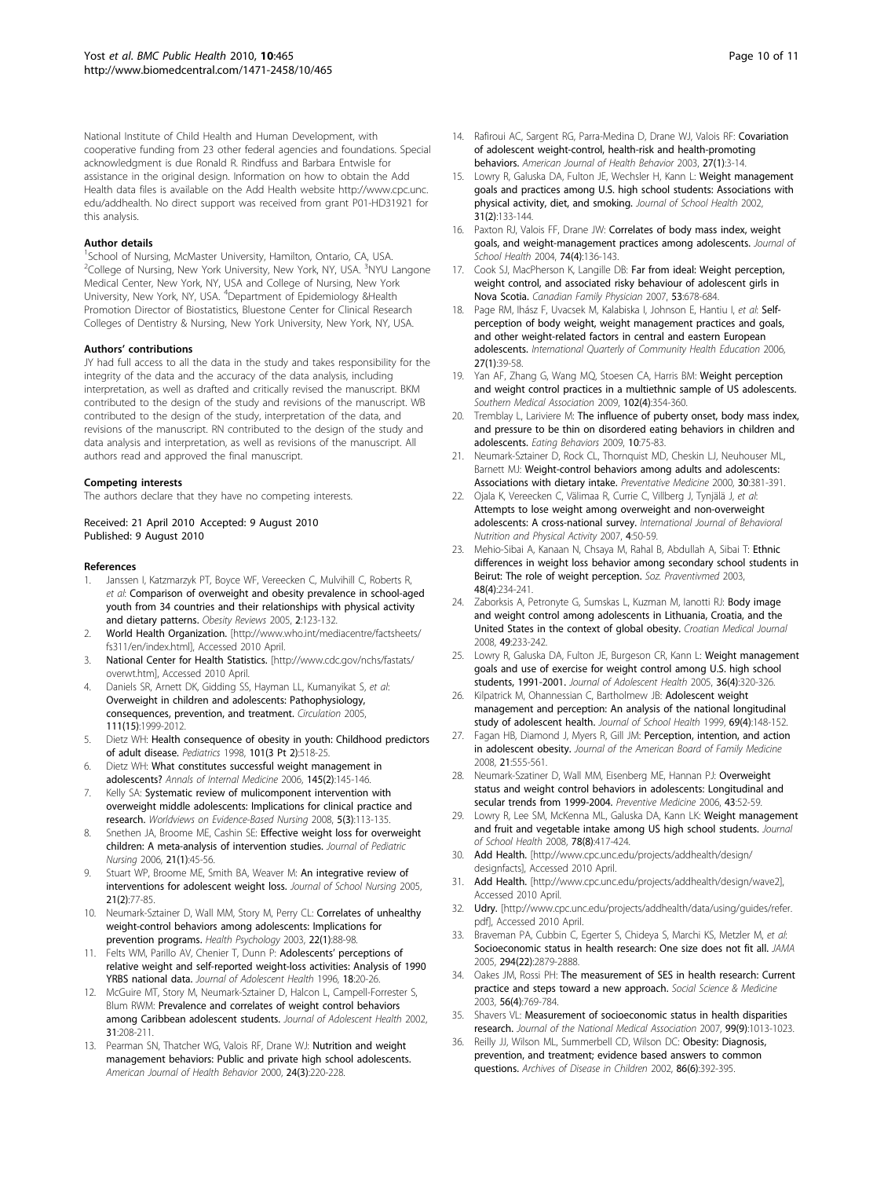National Institute of Child Health and Human Development, with cooperative funding from 23 other federal agencies and foundations. Special acknowledgment is due Ronald R. Rindfuss and Barbara Entwisle for assistance in the original design. Information on how to obtain the Add Health data files is available on the Add Health website http://www.cpc.unc.edu/addhealth. No direct support was received from grant P01-HD31921 for this analysis.

#### Author details

[1]School of Nursing, McMaster University, Hamilton, Ontario, CA, USA. [2]College of Nursing, New York University, New York, NY, USA. [3]NYU Langone Medical Center, New York, NY, USA and College of Nursing, New York University, New York, NY, USA. [4]Department of Epidemiology &Health Promotion Director of Biostatistics, Bluestone Center for Clinical Research Colleges of Dentistry & Nursing, New York University, New York, NY, USA.

#### Authors' contributions

JY had full access to all the data in the study and takes responsibility for the integrity of the data and the accuracy of the data analysis, including interpretation, as well as drafted and critically revised the manuscript. BKM contributed to the design of the study and revisions of the manuscript. WB contributed to the design of the study, interpretation of the data, and revisions of the manuscript. RN contributed to the design of the study and data analysis and interpretation, as well as revisions of the manuscript. All authors read and approved the final manuscript.

#### Competing interests

The authors declare that they have no competing interests.

Received: 21 April 2010 Accepted: 9 August 2010
Published: 9 August 2010

#### References

1. Janssen I, Katzmarzyk PT, Boyce WF, Vereecken C, Mulvihill C, Roberts R, *et al*: **Comparison of overweight and obesity prevalence in school-aged youth from 34 countries and their relationships with physical activity and dietary patterns.** *Obesity Reviews* 2005, **2**:123-132.
2. **World Health Organization.** [http://www.who.int/mediacentre/factsheets/fs311/en/index.html], Accessed 2010 April.
3. **National Center for Health Statistics.** [http://www.cdc.gov/nchs/fastats/overwt.htm], Accessed 2010 April.
4. Daniels SR, Arnett DK, Gidding SS, Hayman LL, Kumanyikat S, *et al*: **Overweight in children and adolescents: Pathophysiology, consequences, prevention, and treatment.** *Circulation* 2005, **111(15)**:1999-2012.
5. Dietz WH: **Health consequence of obesity in youth: Childhood predictors of adult disease.** *Pediatrics* 1998, **101(3 Pt 2)**:518-25.
6. Dietz WH: **What constitutes successful weight management in adolescents?** *Annals of Internal Medicine* 2006, **145(2)**:145-146.
7. Kelly SA: **Systematic review of mulicomponent intervention with overweight middle adolescents: Implications for clinical practice and research.** *Worldviews on Evidence-Based Nursing* 2008, **5(3)**:113-135.
8. Snethen JA, Broome ME, Cashin SE: **Effective weight loss for overweight children: A meta-analysis of intervention studies.** *Journal of Pediatric Nursing* 2006, **21(1)**:45-56.
9. Stuart WP, Broome ME, Smith BA, Weaver M: **An integrative review of interventions for adolescent weight loss.** *Journal of School Nursing* 2005, **21(2)**:77-85.
10. Neumark-Sztainer D, Wall MM, Story M, Perry CL: **Correlates of unhealthy weight-control behaviors among adolescents: Implications for prevention programs.** *Health Psychology* 2003, **22(1)**:88-98.
11. Felts WM, Parillo AV, Chenier T, Dunn P: **Adolescents' perceptions of relative weight and self-reported weight-loss activities: Analysis of 1990 YRBS national data.** *Journal of Adolescent Health* 1996, **18**:20-26.
12. McGuire MT, Story M, Neumark-Sztainer D, Halcon L, Campell-Forrester S, Blum RWM: **Prevalence and correlates of weight control behaviors among Caribbean adolescent students.** *Journal of Adolescent Health* 2002, **31**:208-211.
13. Pearman SN, Thatcher WG, Valois RF, Drane WJ: **Nutrition and weight management behaviors: Public and private high school adolescents.** *American Journal of Health Behavior* 2000, **24(3)**:220-228.
14. Rafiroui AC, Sargent RG, Parra-Medina D, Drane WJ, Valois RF: **Covariation of adolescent weight-control, health-risk and health-promoting behaviors.** *American Journal of Health Behavior* 2003, **27(1)**:3-14.
15. Lowry R, Galuska DA, Fulton JE, Wechsler H, Kann L: **Weight management goals and practices among U.S. high school students: Associations with physical activity, diet, and smoking.** *Journal of School Health* 2002, **31(2)**:133-144.
16. Paxton RJ, Valois FF, Drane JW: **Correlates of body mass index, weight goals, and weight-management practices among adolescents.** *Journal of School Health* 2004, **74(4)**:136-143.
17. Cook SJ, MacPherson K, Langille DB: **Far from ideal: Weight perception, weight control, and associated risky behaviour of adolescent girls in Nova Scotia.** *Canadian Family Physician* 2007, **53**:678-684.
18. Page RM, Ihász F, Uvacsek M, Kalabiska I, Johnson E, Hantiu I, *et al*: **Self-perception of body weight, weight management practices and goals, and other weight-related factors in central and eastern European adolescents.** *International Quarterly of Community Health Education* 2006, **27(1)**:39-58.
19. Yan AF, Zhang G, Wang MQ, Stoesen CA, Harris BM: **Weight perception and weight control practices in a multiethnic sample of US adolescents.** *Southern Medical Association* 2009, **102(4)**:354-360.
20. Tremblay L, Lariviere M: **The influence of puberty onset, body mass index, and pressure to be thin on disordered eating behaviors in children and adolescents.** *Eating Behaviors* 2009, **10**:75-83.
21. Neumark-Sztainer D, Rock CL, Thornquist MD, Cheskin LJ, Neuhouser ML, Barnett MJ: **Weight-control behaviors among adults and adolescents: Associations with dietary intake.** *Preventative Medicine* 2000, **30**:381-391.
22. Ojala K, Vereecken C, Välimaa R, Currie C, Villberg J, Tynjälä J, *et al*: **Attempts to lose weight among overweight and non-overweight adolescents: A cross-national survey.** *International Journal of Behavioral Nutrition and Physical Activity* 2007, **4**:50-59.
23. Mehio-Sibai A, Kanaan N, Chsaya M, Rahal B, Abdullah A, Sibai T: **Ethnic differences in weight loss behavior among secondary school students in Beirut: The role of weight perception.** *Soz. Praventivmed* 2003, **48(4)**:234-241.
24. Zaborksis A, Petronyte G, Sumskas L, Kuzman M, Ianotti RJ: **Body image and weight control among adolescents in Lithuania, Croatia, and the United States in the context of global obesity.** *Croatian Medical Journal* 2008, **49**:233-242.
25. Lowry R, Galuska DA, Fulton JE, Burgeson CR, Kann L: **Weight management goals and use of exercise for weight control among U.S. high school students, 1991-2001.** *Journal of Adolescent Health* 2005, **36(4)**:320-326.
26. Kilpatrick M, Ohannessian C, Bartholmew JB: **Adolescent weight management and perception: An analysis of the national longitudinal study of adolescent health.** *Journal of School Health* 1999, **69(4)**:148-152.
27. Fagan HB, Diamond J, Myers R, Gill JM: **Perception, intention, and action in adolescent obesity.** *Journal of the American Board of Family Medicine* 2008, **21**:555-561.
28. Neumark-Szatiner D, Wall MM, Eisenberg ME, Hannan PJ: **Overweight status and weight control behaviors in adolescents: Longitudinal and secular trends from 1999-2004.** *Preventive Medicine* 2006, **43**:52-59.
29. Lowry R, Lee SM, McKenna ML, Galuska DA, Kann LK: **Weight management and fruit and vegetable intake among US high school students.** *Journal of School Health* 2008, **78(8)**:417-424.
30. **Add Health.** [http://www.cpc.unc.edu/projects/addhealth/design/designfacts], Accessed 2010 April.
31. **Add Health.** [http://www.cpc.unc.edu/projects/addhealth/design/wave2], Accessed 2010 April.
32. **Udry.** [http://www.cpc.unc.edu/projects/addhealth/data/using/guides/refer.pdf], Accessed 2010 April.
33. Braveman PA, Cubbin C, Egerter S, Chideya S, Marchi KS, Metzler M, *et al*: **Socioeconomic status in health research: One size does not fit all.** *JAMA* 2005, **294(22)**:2879-2888.
34. Oakes JM, Rossi PH: **The measurement of SES in health research: Current practice and steps toward a new approach.** *Social Science & Medicine* 2003, **56(4)**:769-784.
35. Shavers VL: **Measurement of socioeconomic status in health disparities research.** *Journal of the National Medical Association* 2007, **99(9)**:1013-1023.
36. Reilly JJ, Wilson ML, Summerbell CD, Wilson DC: **Obesity: Diagnosis, prevention, and treatment; evidence based answers to common questions.** *Archives of Disease in Children* 2002, **86(6)**:392-395.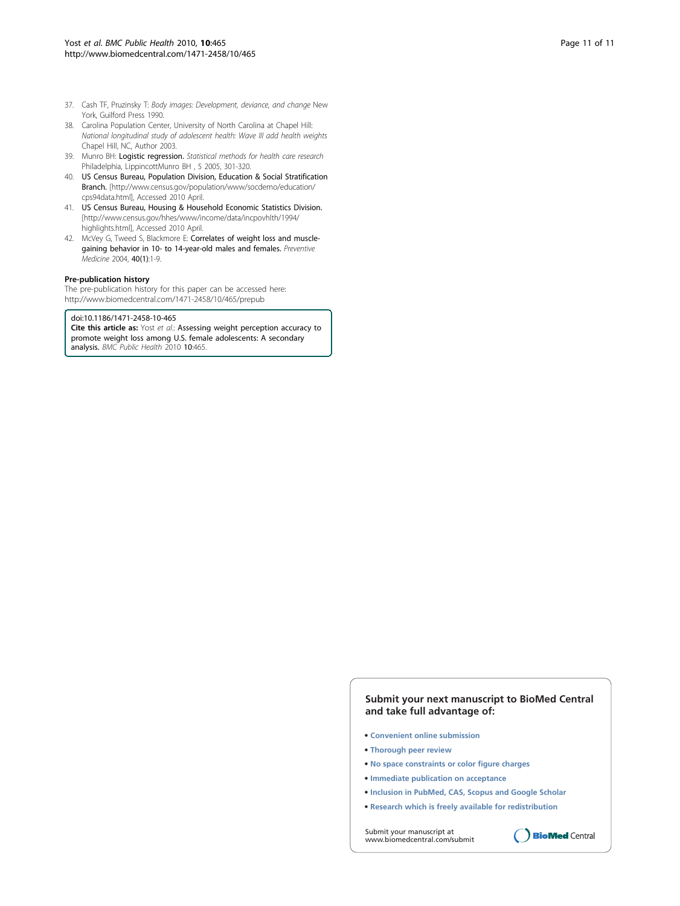37. Cash TF, Pruzinsky T: *Body images: Development, deviance, and change* New York, Guilford Press 1990.
38. Carolina Population Center, University of North Carolina at Chapel Hill: *National longitudinal study of adolescent health: Wave III add health weights* Chapel Hill, NC, Author 2003.
39. Munro BH: **Logistic regression.** *Statistical methods for health care research* Philadelphia, LippincottMunro BH , 5 2005, 301-320.
40. **US Census Bureau, Population Division, Education & Social Stratification Branch.** [http://www.census.gov/population/www/socdemo/education/cps94data.html], Accessed 2010 April.
41. **US Census Bureau, Housing & Household Economic Statistics Division.** [http://www.census.gov/hhes/www/income/data/incpovhlth/1994/highlights.html], Accessed 2010 April.
42. McVey G, Tweed S, Blackmore E: **Correlates of weight loss and muscle-gaining behavior in 10- to 14-year-old males and females.** *Preventive Medicine* 2004, **40(1)**:1-9.

#### Pre-publication history

The pre-publication history for this paper can be accessed here:
http://www.biomedcentral.com/1471-2458/10/465/prepub

doi:10.1186/1471-2458-10-465
**Cite this article as:** Yost *et al.*: Assessing weight perception accuracy to promote weight loss among U.S. female adolescents: A secondary analysis. *BMC Public Health* 2010 **10**:465.

**Submit your next manuscript to BioMed Central and take full advantage of:**

- **Convenient online submission**
- **Thorough peer review**
- **No space constraints or color figure charges**
- **Immediate publication on acceptance**
- **Inclusion in PubMed, CAS, Scopus and Google Scholar**
- **Research which is freely available for redistribution**

Submit your manuscript at
www.biomedcentral.com/submit

BioMed Central